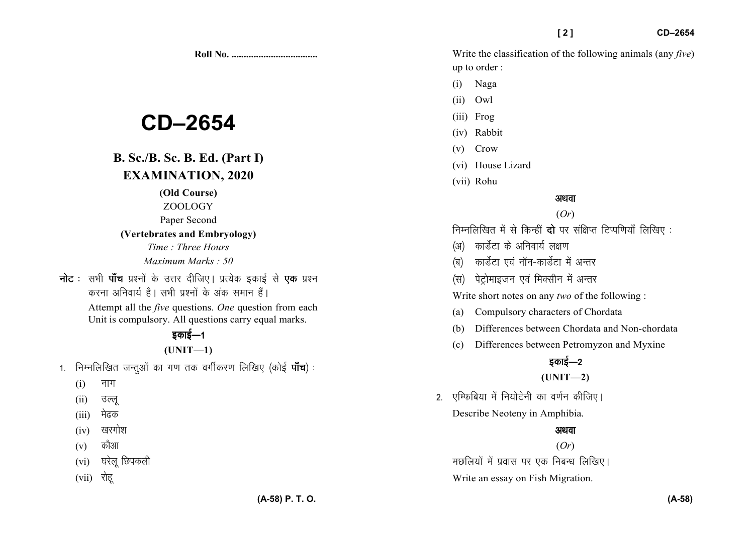Roll No. ...................................

# CD–2654

## B. Sc./B. Sc. B. Ed. (Part I)

## EXAMINATION, 2020

**(Old Course)**

ZOOLOGY

Paper Second

**(Vertebrates and Embryology)**

*Time : Three Hours*

*Maximum Marks : 50*

**नोट :** सभी **पाँच** प्रश्नों के उत्तर दीजिए। प्रत्येक इकाई से **एक** प्रश्न करना अनिवार्य है। सभी प्रश्नों के अंक समान हैं।

Attempt all the *five* questions. *One* question from each Unit is compulsory. All questions carry equal marks.

### इकाई—1

### (UNIT—1)

1. निम्नलिखित जन्तुओं का गण तक वर्गीकरण लिखिए (कोई **पाँच**) :

   (i) नाग
   
   (ii) उल्लू
   
   (iii) मेढक
   
   (iv) खरगोश
   
   (v) कौआ
   
   (vi) घरेलू छिपकली
   
   (vii) रोहू

   Write the classification of the following animals (any *five*) up to order :

   (i) Naga
   
   (ii) Owl
   
   (iii) Frog
   
   (iv) Rabbit
   
   (v) Crow
   
   (vi) House Lizard
   
   (vii) Rohu

   अथवा

   (*Or*)

   निम्नलिखित में से किन्हीं **दो** पर संक्षिप्त टिप्पणियाँ लिखिए :

   (अ) कार्डेटा के अनिवार्य लक्षण
   
   (ब) कार्डेटा एवं नॉन-कार्डेटा में अन्तर
   
   (स) पेट्रोमाइजन एवं मिक्सीन में अन्तर

   Write short notes on any *two* of the following :

   (a) Compulsory characters of Chordata
   
   (b) Differences between Chordata and Non-chordata
   
   (c) Differences between Petromyzon and Myxine

### इकाई—2

### (UNIT—2)

2. एम्फिबिया में नियोटेनी का वर्णन कीजिए।

   Describe Neoteny in Amphibia.

   अथवा

   (*Or*)

   मछलियों में प्रवास पर एक निबन्ध लिखिए।

   Write an essay on Fish Migration.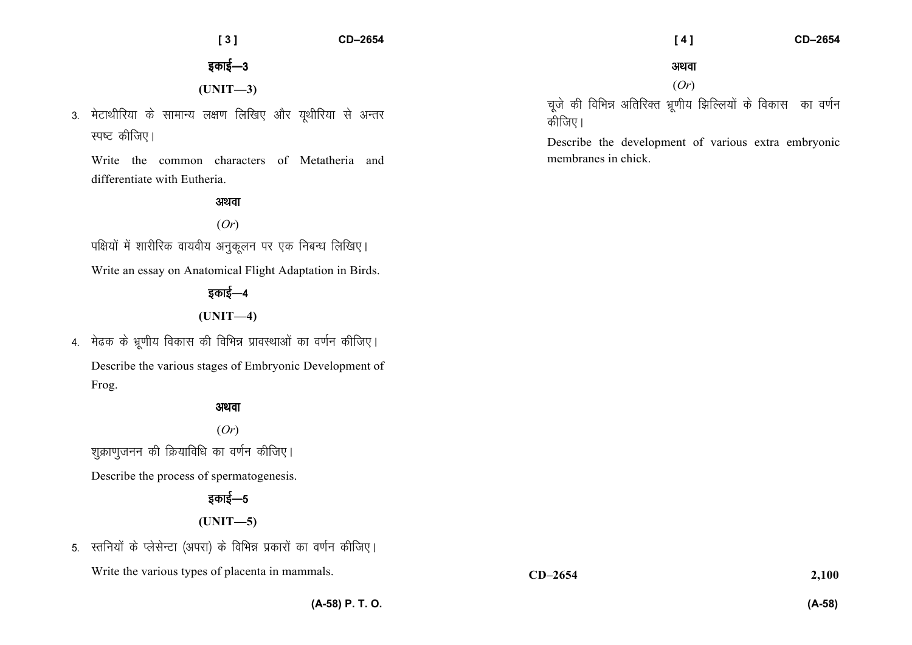## इकाई—3

## (UNIT—3)

3. मेटाथीरिया के सामान्य लक्षण लिखिए और यूथीरिया से अन्तर स्पष्ट कीजिए।

   Write the common characters of Metatheria and differentiate with Eutheria.

   अथवा

   (*Or*)

   पक्षियों में शारीरिक वायवीय अनुकूलन पर एक निबन्ध लिखिए।

   Write an essay on Anatomical Flight Adaptation in Birds.

## इकाई—4

## (UNIT—4)

4. मेढक के भ्रूणीय विकास की विभिन्न प्रावस्थाओं का वर्णन कीजिए।

   Describe the various stages of Embryonic Development of Frog.

   अथवा

   (*Or*)

   शुक्राणुजनन की क्रियाविधि का वर्णन कीजिए।

   Describe the process of spermatogenesis.

## इकाई—5

## (UNIT—5)

5. स्तनियों के प्लेसेन्टा (अपरा) के विभिन्न प्रकारों का वर्णन कीजिए।

   Write the various types of placenta in mammals.

   अथवा

   (*Or*)

   चूजे की विभिन्न अतिरिक्त भ्रूणीय झिल्लियों के विकास का वर्णन कीजिए।

   Describe the development of various extra embryonic membranes in chick.

CD–2654 2,100